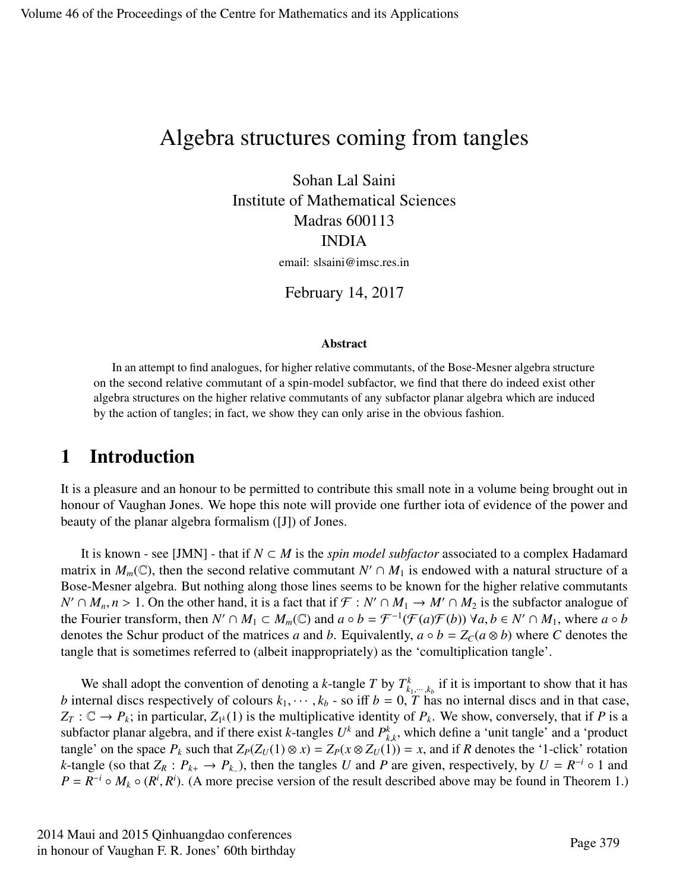# Algebra structures coming from tangles

Sohan Lal Saini
Institute of Mathematical Sciences
Madras 600113
INDIA

email: slsaini@imsc.res.in

February 14, 2017

### Abstract

In an attempt to find analogues, for higher relative commutants, of the Bose-Mesner algebra structure on the second relative commutant of a spin-model subfactor, we find that there do indeed exist other algebra structures on the higher relative commutants of any subfactor planar algebra which are induced by the action of tangles; in fact, we show they can only arise in the obvious fashion.

## 1 Introduction

It is a pleasure and an honour to be permitted to contribute this small note in a volume being brought out in honour of Vaughan Jones. We hope this note will provide one further iota of evidence of the power and beauty of the planar algebra formalism ([J]) of Jones.

It is known - see [JMN] - that if $N \subset M$ is the *spin model subfactor* associated to a complex Hadamard matrix in $M_m(\mathbb{C})$, then the second relative commutant $N' \cap M_1$ is endowed with a natural structure of a Bose-Mesner algebra. But nothing along those lines seems to be known for the higher relative commutants $N' \cap M_n, n > 1$. On the other hand, it is a fact that if $\mathcal{F} : N' \cap M_1 \to M' \cap M_2$ is the subfactor analogue of the Fourier transform, then $N' \cap M_1 \subset M_m(\mathbb{C})$ and $a \circ b = \mathcal{F}^{-1}(\mathcal{F}(a)\mathcal{F}(b)) \; \forall a, b \in N' \cap M_1$, where $a \circ b$ denotes the Schur product of the matrices $a$ and $b$. Equivalently, $a \circ b = Z_C(a \otimes b)$ where $C$ denotes the tangle that is sometimes referred to (albeit inappropriately) as the 'comultiplication tangle'.

We shall adopt the convention of denoting a $k$-tangle $T$ by $T^k_{k_1,\cdots,k_b}$ if it is important to show that it has $b$ internal discs respectively of colours $k_1, \cdots, k_b$ - so iff $b = 0$, $T$ has no internal discs and in that case, $Z_T : \mathbb{C} \to P_k$; in particular, $Z_{1^k}(1)$ is the multiplicative identity of $P_k$. We show, conversely, that if $P$ is a subfactor planar algebra, and if there exist $k$-tangles $U^k$ and $P^k_{k,k}$, which define a 'unit tangle' and a 'product tangle' on the space $P_k$ such that $Z_P(Z_U(1) \otimes x) = Z_P(x \otimes Z_U(1)) = x$, and if $R$ denotes the '1-click' rotation $k$-tangle (so that $Z_R : P_{k+} \to P_{k_-}$), then the tangles $U$ and $P$ are given, respectively, by $U = R^{-i} \circ 1$ and $P = R^{-i} \circ M_k \circ (R^i, R^i)$. (A more precise version of the result described above may be found in Theorem 1.)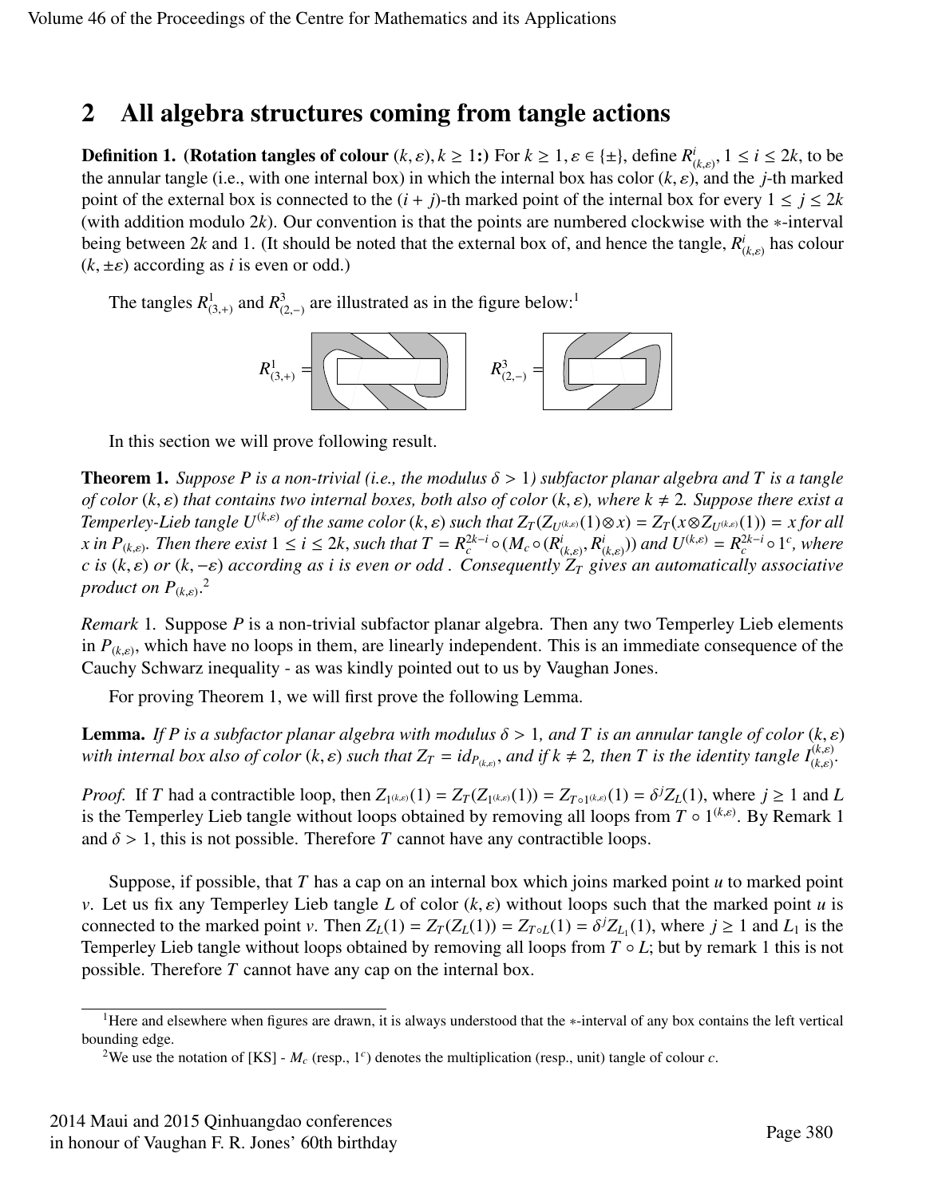## 2 All algebra structures coming from tangle actions

**Definition 1.** **(Rotation tangles of colour $(k, \varepsilon), k \geq 1$:)** For $k \geq 1, \varepsilon \in \{\pm\}$, define $R^i_{(k,\varepsilon)}$, $1 \leq i \leq 2k$, to be the annular tangle (i.e., with one internal box) in which the internal box has color $(k, \varepsilon)$, and the $j$-th marked point of the external box is connected to the $(i + j)$-th marked point of the internal box for every $1 \leq j \leq 2k$ (with addition modulo $2k$). Our convention is that the points are numbered clockwise with the $*$-interval being between $2k$ and 1. (It should be noted that the external box of, and hence the tangle, $R^i_{(k,\varepsilon)}$ has colour $(k, \pm\varepsilon)$ according as $i$ is even or odd.)

The tangles $R^1_{(3,+)}$ and $R^3_{(2,-)}$ are illustrated as in the figure below:[1]

$R^1_{(3,+)} =$ $\quad$ $R^3_{(2,-)} =$

In this section we will prove following result.

**Theorem 1.** *Suppose $P$ is a non-trivial (i.e., the modulus $\delta > 1$) subfactor planar algebra and $T$ is a tangle of color $(k, \varepsilon)$ that contains two internal boxes, both also of color $(k, \varepsilon)$, where $k \neq 2$. Suppose there exist a Temperley-Lieb tangle $U^{(k,\varepsilon)}$ of the same color $(k, \varepsilon)$ such that $Z_T(Z_{U^{(k,\varepsilon)}}(1) \otimes x) = Z_T(x \otimes Z_{U^{(k,\varepsilon)}}(1)) = x$ for all $x$ in $P_{(k,\varepsilon)}$. Then there exist $1 \leq i \leq 2k$, such that $T = R^{2k-i}_c \circ (M_c \circ (R^i_{(k,\varepsilon)}, R^i_{(k,\varepsilon)}))$ and $U^{(k,\varepsilon)} = R^{2k-i}_c \circ 1^c$, where $c$ is $(k, \varepsilon)$ or $(k, -\varepsilon)$ according as $i$ is even or odd . Consequently $Z_T$ gives an automatically associative product on $P_{(k,\varepsilon)}$.*[2]

*Remark* 1. Suppose $P$ is a non-trivial subfactor planar algebra. Then any two Temperley Lieb elements in $P_{(k,\varepsilon)}$, which have no loops in them, are linearly independent. This is an immediate consequence of the Cauchy Schwarz inequality - as was kindly pointed out to us by Vaughan Jones.

For proving Theorem 1, we will first prove the following Lemma.

**Lemma.** *If $P$ is a subfactor planar algebra with modulus $\delta > 1$, and $T$ is an annular tangle of color $(k, \varepsilon)$ with internal box also of color $(k, \varepsilon)$ such that $Z_T = id_{P_{(k,\varepsilon)}}$, and if $k \neq 2$, then $T$ is the identity tangle $I^{(k,\varepsilon)}_{(k,\varepsilon)}$.*

*Proof.* If $T$ had a contractible loop, then $Z_{1^{(k,\varepsilon)}}(1) = Z_T(Z_{1^{(k,\varepsilon)}}(1)) = Z_{T \circ 1^{(k,\varepsilon)}}(1) = \delta^j Z_L(1)$, where $j \geq 1$ and $L$ is the Temperley Lieb tangle without loops obtained by removing all loops from $T \circ 1^{(k,\varepsilon)}$. By Remark 1 and $\delta > 1$, this is not possible. Therefore $T$ cannot have any contractible loops.

Suppose, if possible, that $T$ has a cap on an internal box which joins marked point $u$ to marked point $v$. Let us fix any Temperley Lieb tangle $L$ of color $(k, \varepsilon)$ without loops such that the marked point $u$ is connected to the marked point $v$. Then $Z_L(1) = Z_T(Z_L(1)) = Z_{T \circ L}(1) = \delta^j Z_{L_1}(1)$, where $j \geq 1$ and $L_1$ is the Temperley Lieb tangle without loops obtained by removing all loops from $T \circ L$; but by remark 1 this is not possible. Therefore $T$ cannot have any cap on the internal box.

---

[1] Here and elsewhere when figures are drawn, it is always understood that the $*$-interval of any box contains the left vertical bounding edge.

[2] We use the notation of [KS] - $M_c$ (resp., $1^c$) denotes the multiplication (resp., unit) tangle of colour $c$.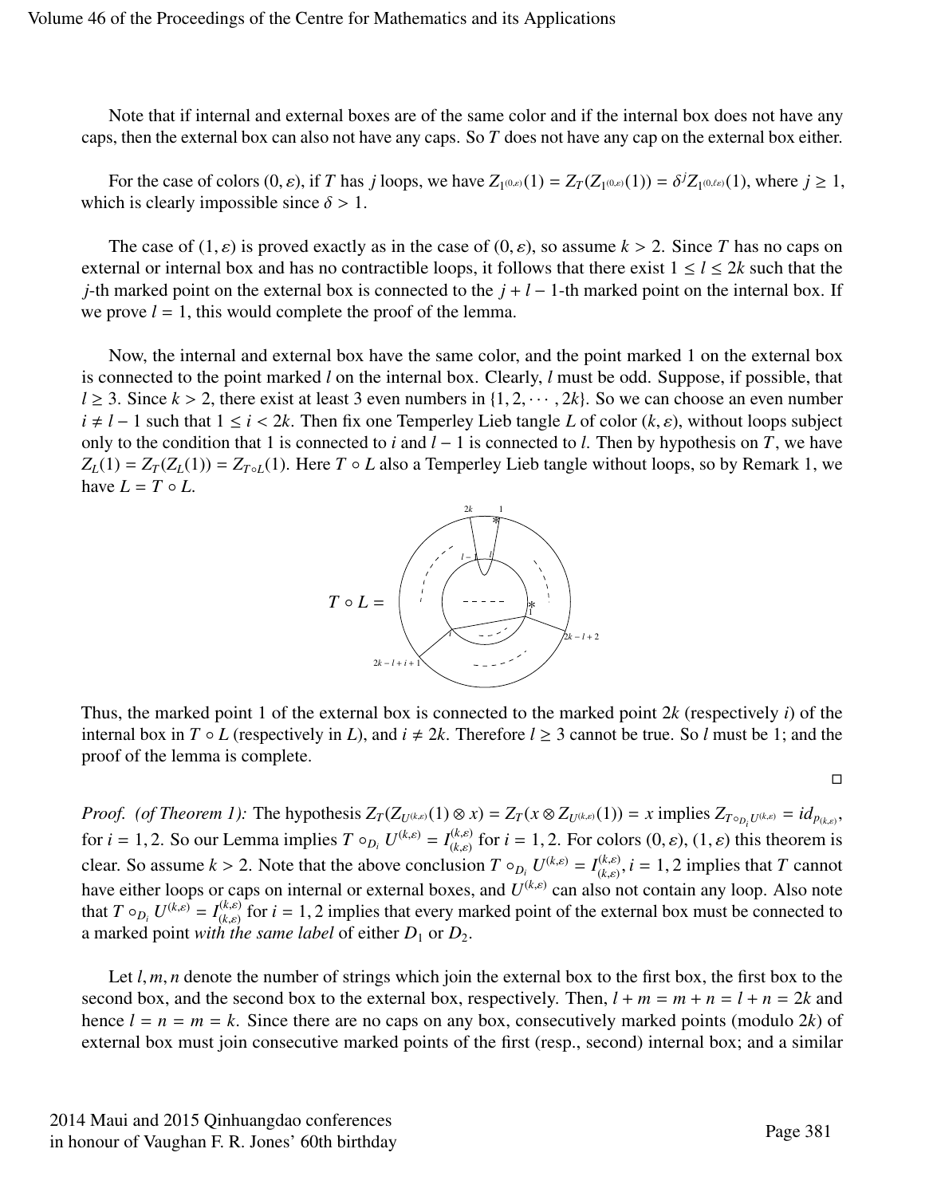Note that if internal and external boxes are of the same color and if the internal box does not have any caps, then the external box can also not have any caps. So $T$ does not have any cap on the external box either.

For the case of colors $(0, \varepsilon)$, if $T$ has $j$ loops, we have $Z_{1^{(0,\varepsilon)}}(1) = Z_T(Z_{1^{(0,\varepsilon)}}(1)) = \delta^j Z_{1^{(0,\ell\varepsilon)}}(1)$, where $j \geq 1$, which is clearly impossible since $\delta > 1$.

The case of $(1, \varepsilon)$ is proved exactly as in the case of $(0, \varepsilon)$, so assume $k > 2$. Since $T$ has no caps on external or internal box and has no contractible loops, it follows that there exist $1 \leq l \leq 2k$ such that the $j$-th marked point on the external box is connected to the $j + l - 1$-th marked point on the internal box. If we prove $l = 1$, this would complete the proof of the lemma.

Now, the internal and external box have the same color, and the point marked 1 on the external box is connected to the point marked $l$ on the internal box. Clearly, $l$ must be odd. Suppose, if possible, that $l \geq 3$. Since $k > 2$, there exist at least 3 even numbers in $\{1, 2, \cdots, 2k\}$. So we can choose an even number $i \neq l - 1$ such that $1 \leq i < 2k$. Then fix one Temperley Lieb tangle $L$ of color $(k, \varepsilon)$, without loops subject only to the condition that 1 is connected to $i$ and $l - 1$ is connected to $l$. Then by hypothesis on $T$, we have $Z_L(1) = Z_T(Z_L(1)) = Z_{T \circ L}(1)$. Here $T \circ L$ also a Temperley Lieb tangle without loops, so by Remark 1, we have $L = T \circ L$.

$T \circ L =$

Thus, the marked point 1 of the external box is connected to the marked point $2k$ (respectively $i$) of the internal box in $T \circ L$ (respectively in $L$), and $i \neq 2k$. Therefore $l \geq 3$ cannot be true. So $l$ must be 1; and the proof of the lemma is complete.

□

*Proof. (of Theorem 1):* The hypothesis $Z_T(Z_{U^{(k,\varepsilon)}}(1) \otimes x) = Z_T(x \otimes Z_{U^{(k,\varepsilon)}}(1)) = x$ implies $Z_{T \circ_{D_i} U^{(k,\varepsilon)}} = id_{P_{(k,\varepsilon)}}$, for $i = 1, 2$. So our Lemma implies $T \circ_{D_i} U^{(k,\varepsilon)} = I^{(k,\varepsilon)}_{(k,\varepsilon)}$ for $i = 1, 2$. For colors $(0, \varepsilon)$, $(1, \varepsilon)$ this theorem is clear. So assume $k > 2$. Note that the above conclusion $T \circ_{D_i} U^{(k,\varepsilon)} = I^{(k,\varepsilon)}_{(k,\varepsilon)}, i = 1, 2$ implies that $T$ cannot have either loops or caps on internal or external boxes, and $U^{(k,\varepsilon)}$ can also not contain any loop. Also note that $T \circ_{D_i} U^{(k,\varepsilon)} = I^{(k,\varepsilon)}_{(k,\varepsilon)}$ for $i = 1, 2$ implies that every marked point of the external box must be connected to a marked point *with the same label* of either $D_1$ or $D_2$.

Let $l, m, n$ denote the number of strings which join the external box to the first box, the first box to the second box, and the second box to the external box, respectively. Then, $l + m = m + n = l + n = 2k$ and hence $l = n = m = k$. Since there are no caps on any box, consecutively marked points (modulo $2k$) of external box must join consecutive marked points of the first (resp., second) internal box; and a similar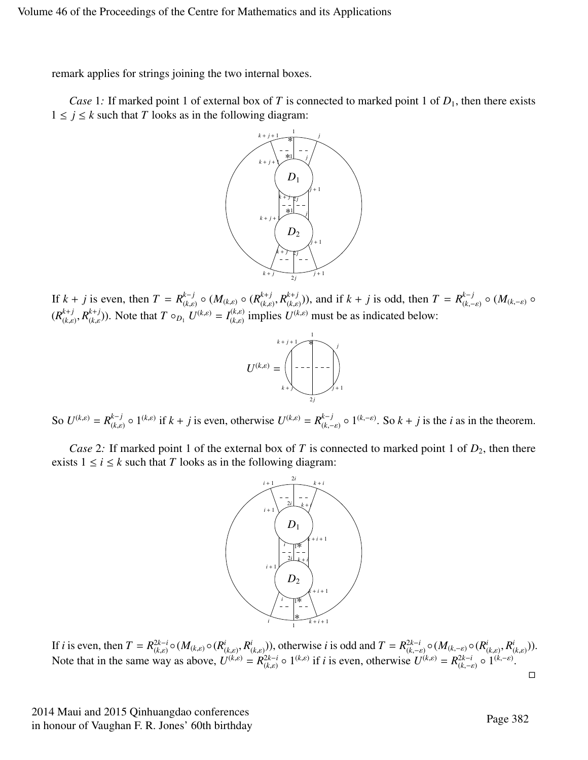remark applies for strings joining the two internal boxes.

*Case* 1*:* If marked point 1 of external box of $T$ is connected to marked point 1 of $D_1$, then there exists $1 \leq j \leq k$ such that $T$ looks as in the following diagram:

If $k + j$ is even, then $T = R^{k-j}_{(k,\varepsilon)} \circ (M_{(k,\varepsilon)} \circ (R^{k+j}_{(k,\varepsilon)}, R^{k+j}_{(k,\varepsilon)}))$, and if $k + j$ is odd, then $T = R^{k-j}_{(k,-\varepsilon)} \circ (M_{(k,-\varepsilon)} \circ (R^{k+j}_{(k,\varepsilon)}, R^{k+j}_{(k,\varepsilon)}))$. Note that $T \circ_{D_1} U^{(k,\varepsilon)} = I^{(k,\varepsilon)}_{(k,\varepsilon)}$ implies $U^{(k,\varepsilon)}$ must be as indicated below:

$U^{(k,\varepsilon)} =$

So $U^{(k,\varepsilon)} = R^{k-j}_{(k,\varepsilon)} \circ 1^{(k,\varepsilon)}$ if $k + j$ is even, otherwise $U^{(k,\varepsilon)} = R^{k-j}_{(k,-\varepsilon)} \circ 1^{(k,-\varepsilon)}$. So $k + j$ is the $i$ as in the theorem.

*Case* 2*:* If marked point 1 of the external box of $T$ is connected to marked point 1 of $D_2$, then there exists $1 \leq i \leq k$ such that $T$ looks as in the following diagram:

If $i$ is even, then $T = R^{2k-i}_{(k,\varepsilon)} \circ (M_{(k,\varepsilon)} \circ (R^{i}_{(k,\varepsilon)}, R^{i}_{(k,\varepsilon)}))$, otherwise $i$ is odd and $T = R^{2k-i}_{(k,-\varepsilon)} \circ (M_{(k,-\varepsilon)} \circ (R^{i}_{(k,\varepsilon)}, R^{i}_{(k,\varepsilon)}))$. Note that in the same way as above, $U^{(k,\varepsilon)} = R^{2k-i}_{(k,\varepsilon)} \circ 1^{(k,\varepsilon)}$ if $i$ is even, otherwise $U^{(k,\varepsilon)} = R^{2k-i}_{(k,-\varepsilon)} \circ 1^{(k,-\varepsilon)}$.

□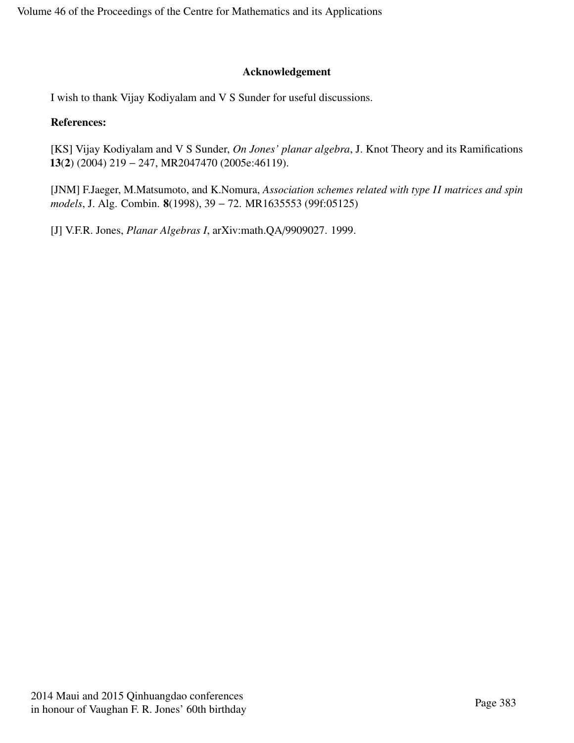**Acknowledgement**

I wish to thank Vijay Kodiyalam and V S Sunder for useful discussions.

**References:**

[KS] Vijay Kodiyalam and V S Sunder, *On Jones' planar algebra*, J. Knot Theory and its Ramifications **13**(**2**) (2004) 219 − 247, MR2047470 (2005e:46119).

[JNM] F.Jaeger, M.Matsumoto, and K.Nomura, *Association schemes related with type II matrices and spin models*, J. Alg. Combin. **8**(1998), 39 − 72. MR1635553 (99f:05125)

[J] V.F.R. Jones, *Planar Algebras I*, arXiv:math.QA/9909027. 1999.